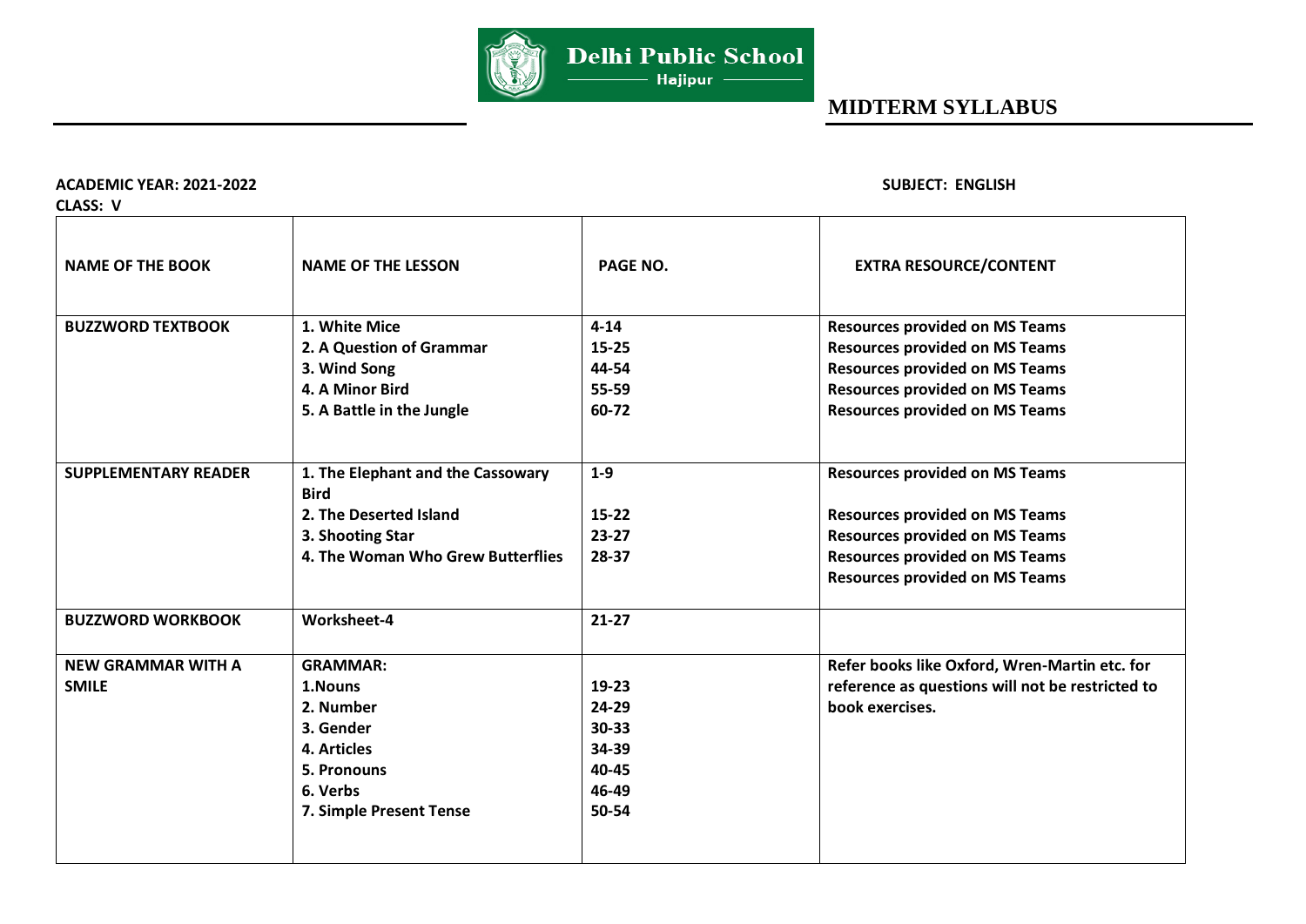# Delhi Public School
Hajipur

## MIDTERM SYLLABUS

**ACADEMIC YEAR: 2021-2022** **SUBJECT: ENGLISH**

**CLASS: V**

| NAME OF THE BOOK | NAME OF THE LESSON | PAGE NO. | EXTRA RESOURCE/CONTENT |
|---|---|---|---|
| **BUZZWORD TEXTBOOK** | **1. White Mice**<br>**2. A Question of Grammar**<br>**3. Wind Song**<br>**4. A Minor Bird**<br>**5. A Battle in the Jungle** | **4-14**<br>**15-25**<br>**44-54**<br>**55-59**<br>**60-72** | **Resources provided on MS Teams**<br>**Resources provided on MS Teams**<br>**Resources provided on MS Teams**<br>**Resources provided on MS Teams**<br>**Resources provided on MS Teams** |
| **SUPPLEMENTARY READER** | **1. The Elephant and the Cassowary Bird**<br>**2. The Deserted Island**<br>**3. Shooting Star**<br>**4. The Woman Who Grew Butterflies** | **1-9**<br>**15-22**<br>**23-27**<br>**28-37** | **Resources provided on MS Teams**<br>**Resources provided on MS Teams**<br>**Resources provided on MS Teams**<br>**Resources provided on MS Teams**<br>**Resources provided on MS Teams** |
| **BUZZWORD WORKBOOK** | **Worksheet-4** | **21-27** | |
| **NEW GRAMMAR WITH A SMILE** | **GRAMMAR:**<br>**1.Nouns**<br>**2. Number**<br>**3. Gender**<br>**4. Articles**<br>**5. Pronouns**<br>**6. Verbs**<br>**7. Simple Present Tense** | <br>**19-23**<br>**24-29**<br>**30-33**<br>**34-39**<br>**40-45**<br>**46-49**<br>**50-54** | **Refer books like Oxford, Wren-Martin etc. for reference as questions will not be restricted to book exercises.** |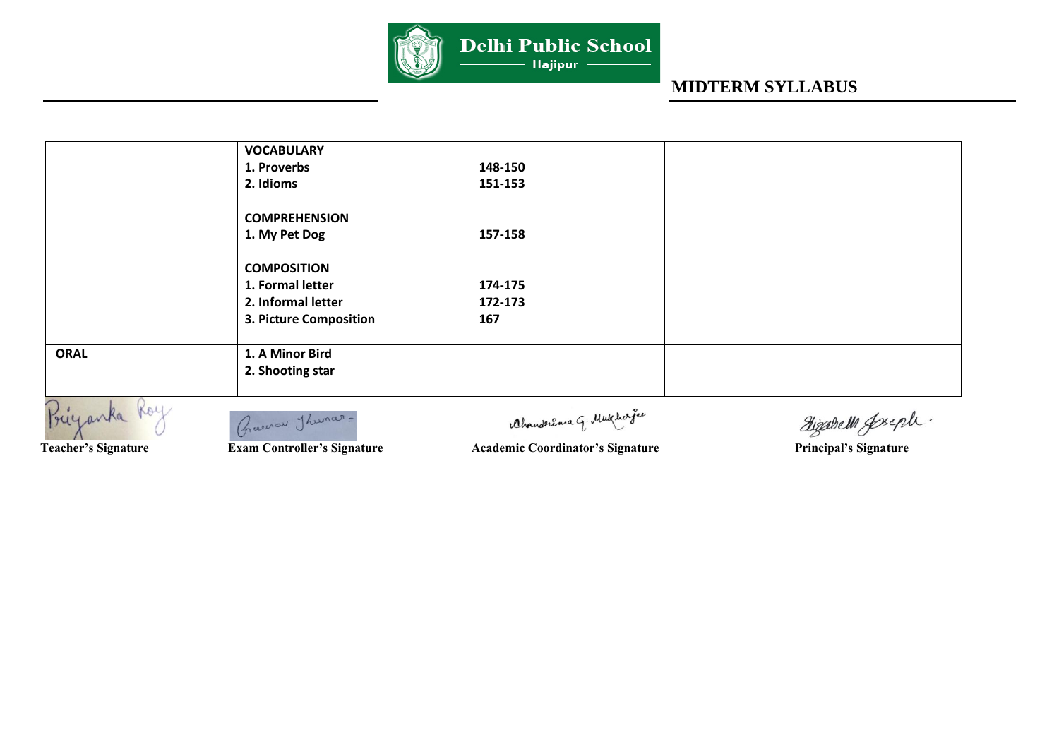# MIDTERM SYLLABUS

| | | | |
|---|---|---|---|
| | **VOCABULARY**<br>**1. Proverbs**<br>**2. Idioms**<br><br>**COMPREHENSION**<br>**1. My Pet Dog**<br><br>**COMPOSITION**<br>**1. Formal letter**<br>**2. Informal letter**<br>**3. Picture Composition** | <br>**148-150**<br>**151-153**<br><br><br>**157-158**<br><br><br>**174-175**<br>**172-173**<br>**167** | |
| **ORAL** | **1. A Minor Bird**<br>**2. Shooting star** | | |

Priyanka Roy — **Teacher's Signature**

Gaurav Kumar — **Exam Controller's Signature**

Chandrima G. Mukherjee — **Academic Coordinator's Signature**

Elizabeth Joseph — **Principal's Signature**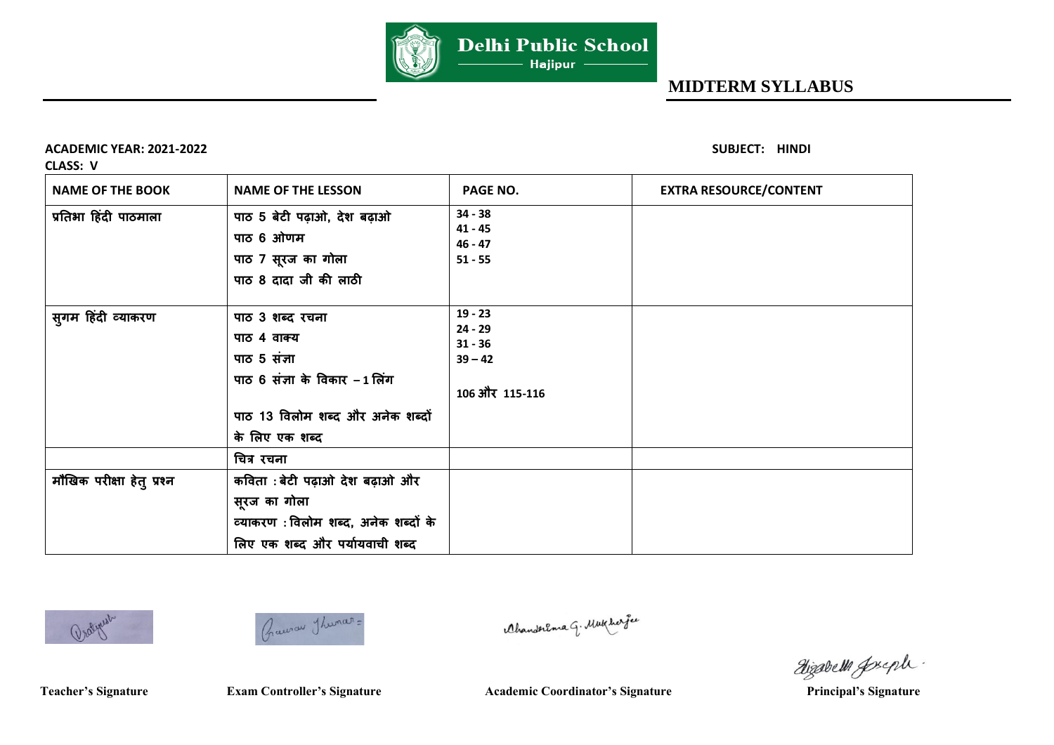Delhi Public School
Hajipur

## MIDTERM SYLLABUS

**ACADEMIC YEAR: 2021-2022** **SUBJECT: HINDI**

**CLASS: V**

| NAME OF THE BOOK | NAME OF THE LESSON | PAGE NO. | EXTRA RESOURCE/CONTENT |
|---|---|---|---|
| प्रतिभा हिंदी पाठमाला | पाठ 5 बेटी पढ़ाओ, देश बढ़ाओ<br>पाठ 6 ओणम<br>पाठ 7 सूरज का गोला<br>पाठ 8 दादा जी की लाठी | 34 - 38<br>41 - 45<br>46 - 47<br>51 - 55 | |
| सुगम हिंदी व्याकरण | पाठ 3 शब्द रचना<br>पाठ 4 वाक्य<br>पाठ 5 संज्ञा<br>पाठ 6 संज्ञा के विकार – 1 लिंग<br>पाठ 13 विलोम शब्द और अनेक शब्दों के लिए एक शब्द | 19 - 23<br>24 - 29<br>31 - 36<br>39 – 42<br>106 और 115-116 | |
| | चित्र रचना | | |
| मौखिक परीक्षा हेतु प्रश्न | कविता : बेटी पढ़ाओ देश बढ़ाओ और सूरज का गोला<br>व्याकरण : विलोम शब्द, अनेक शब्दों के लिए एक शब्द और पर्यायवाची शब्द | | |

**Teacher's Signature** **Exam Controller's Signature** **Academic Coordinator's Signature** **Principal's Signature**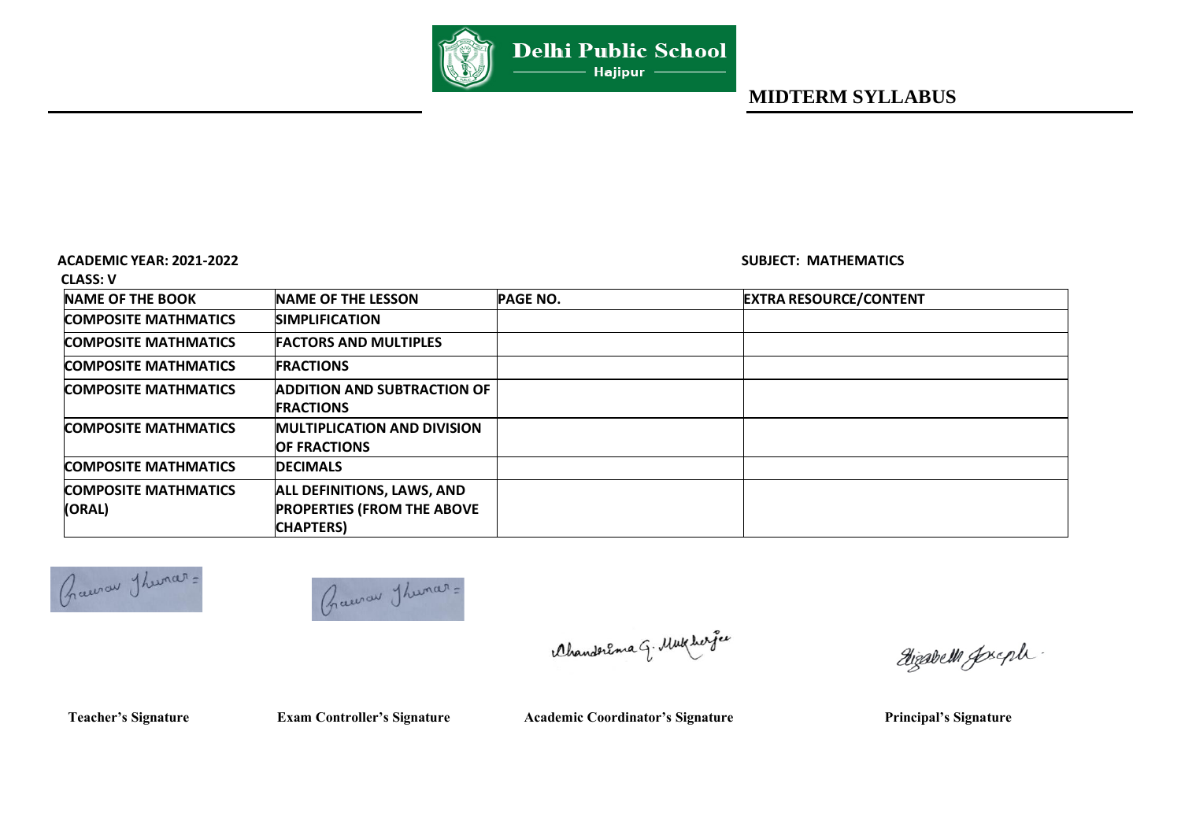Delhi Public School
Hajipur

## MIDTERM SYLLABUS

**ACADEMIC YEAR: 2021-2022**

**SUBJECT: MATHEMATICS**

**CLASS: V**

| NAME OF THE BOOK | NAME OF THE LESSON | PAGE NO. | EXTRA RESOURCE/CONTENT |
|---|---|---|---|
| COMPOSITE MATHMATICS | SIMPLIFICATION | | |
| COMPOSITE MATHMATICS | FACTORS AND MULTIPLES | | |
| COMPOSITE MATHMATICS | FRACTIONS | | |
| COMPOSITE MATHMATICS | ADDITION AND SUBTRACTION OF FRACTIONS | | |
| COMPOSITE MATHMATICS | MULTIPLICATION AND DIVISION OF FRACTIONS | | |
| COMPOSITE MATHMATICS | DECIMALS | | |
| COMPOSITE MATHMATICS (ORAL) | ALL DEFINITIONS, LAWS, AND PROPERTIES (FROM THE ABOVE CHAPTERS) | | |

**Teacher's Signature** **Exam Controller's Signature** **Academic Coordinator's Signature** **Principal's Signature**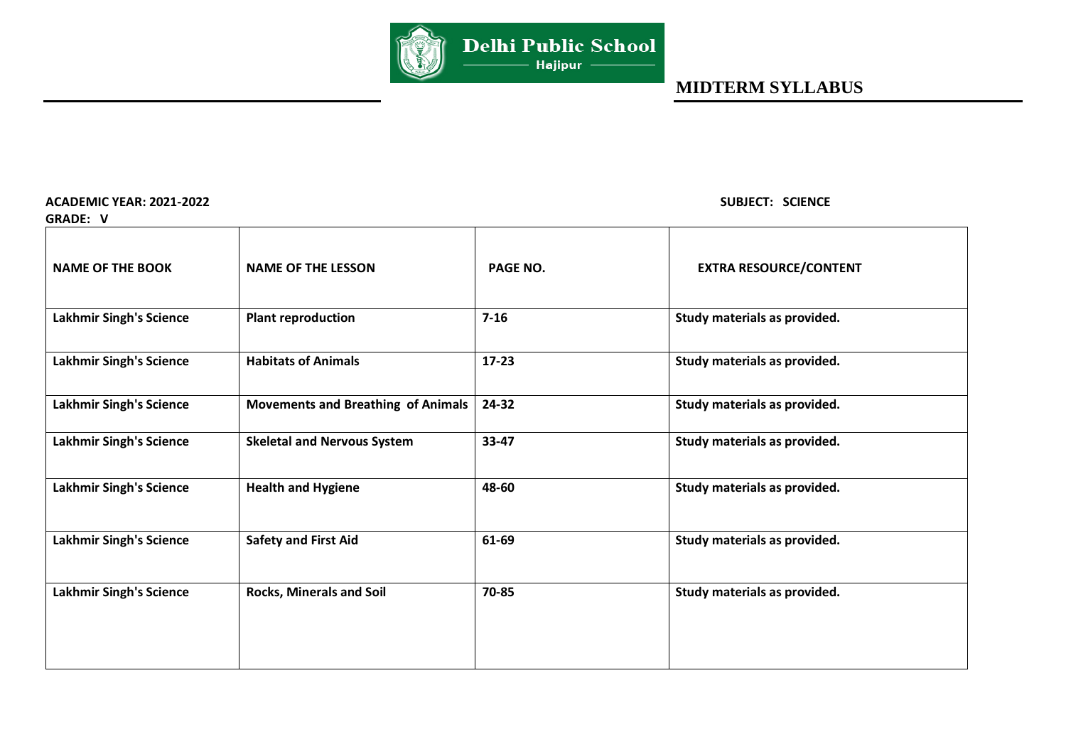Delhi Public School
Hajipur

## MIDTERM SYLLABUS

**ACADEMIC YEAR: 2021-2022** **SUBJECT: SCIENCE**

**GRADE: V**

| NAME OF THE BOOK | NAME OF THE LESSON | PAGE NO. | EXTRA RESOURCE/CONTENT |
|---|---|---|---|
| Lakhmir Singh's Science | Plant reproduction | 7-16 | Study materials as provided. |
| Lakhmir Singh's Science | Habitats of Animals | 17-23 | Study materials as provided. |
| Lakhmir Singh's Science | Movements and Breathing of Animals | 24-32 | Study materials as provided. |
| Lakhmir Singh's Science | Skeletal and Nervous System | 33-47 | Study materials as provided. |
| Lakhmir Singh's Science | Health and Hygiene | 48-60 | Study materials as provided. |
| Lakhmir Singh's Science | Safety and First Aid | 61-69 | Study materials as provided. |
| Lakhmir Singh's Science | Rocks, Minerals and Soil | 70-85 | Study materials as provided. |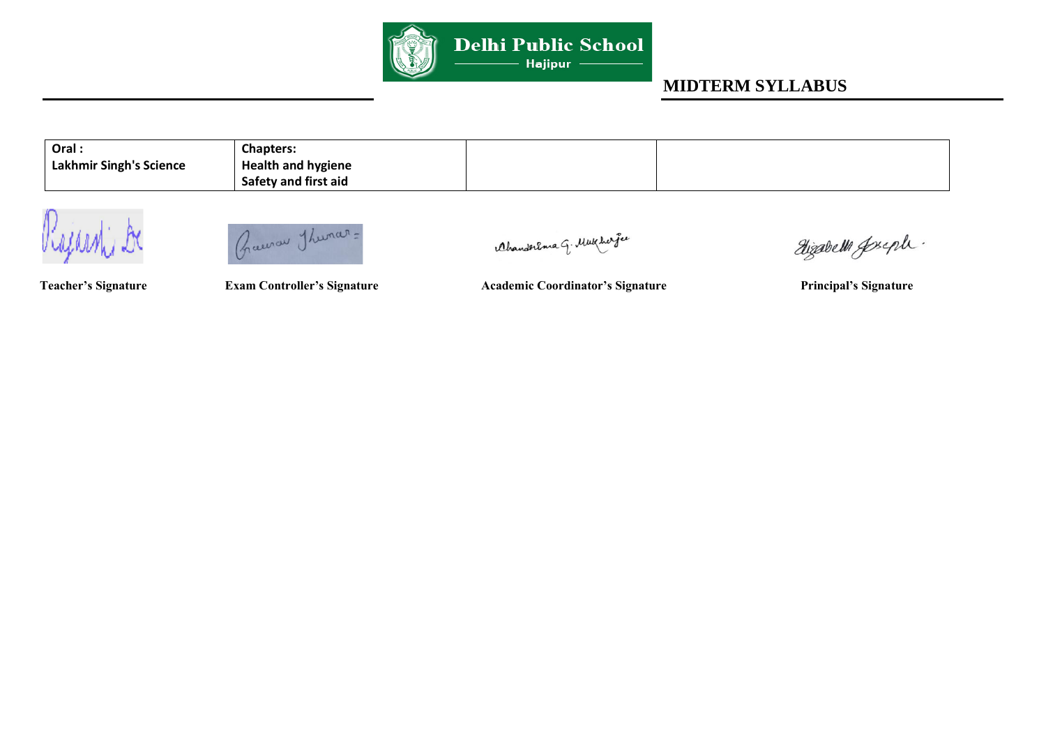**Delhi Public School**
**Hajipur**

## MIDTERM SYLLABUS

| Oral :<br>Lakhmir Singh's Science | Chapters:<br>Health and hygiene<br>Safety and first aid | | |
|---|---|---|---|

**Teacher's Signature** **Exam Controller's Signature** **Academic Coordinator's Signature** **Principal's Signature**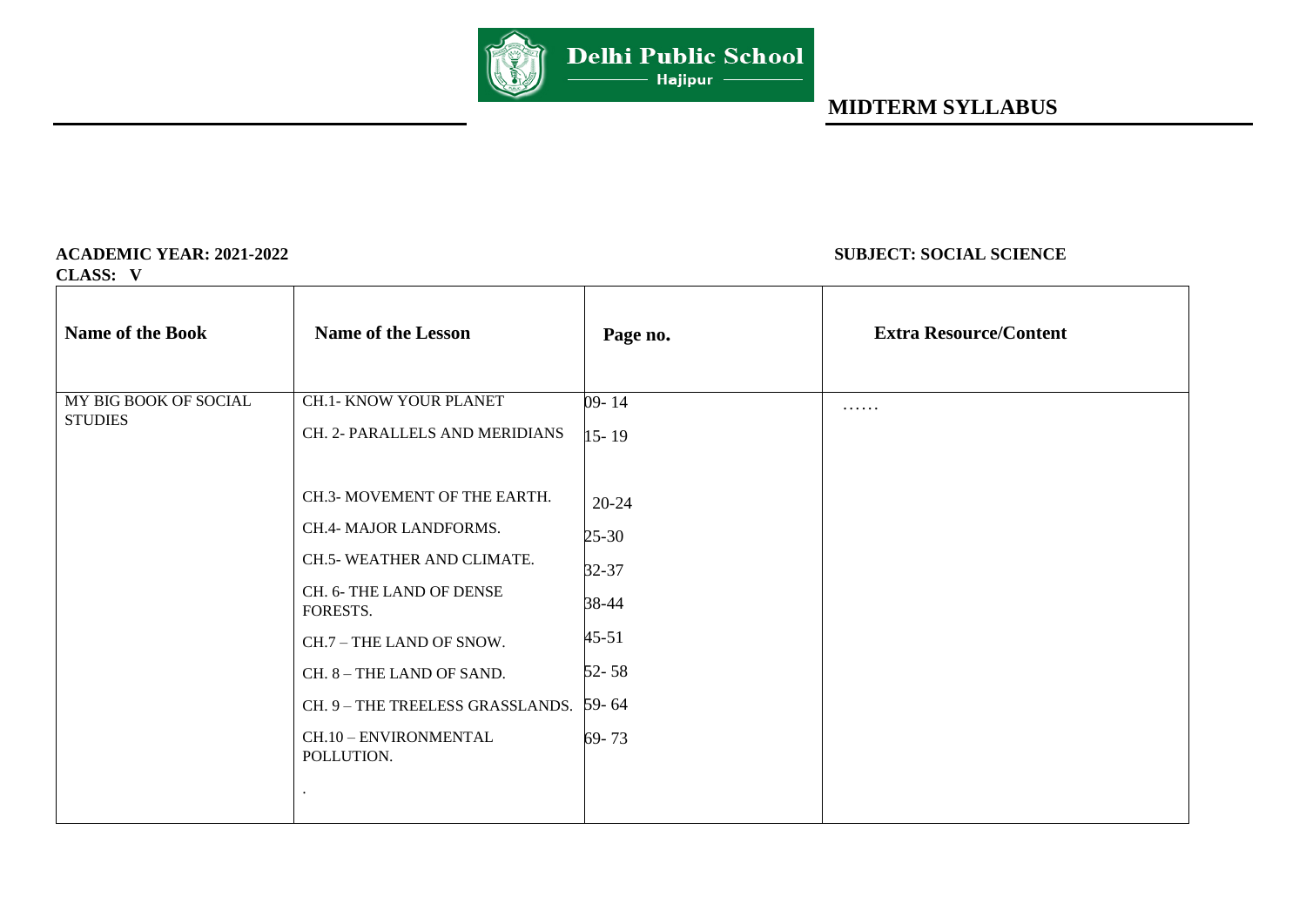Delhi Public School
Hajipur

## MIDTERM SYLLABUS

**ACADEMIC YEAR: 2021-2022**

**SUBJECT: SOCIAL SCIENCE**

**CLASS: V**

| Name of the Book | Name of the Lesson | Page no. | Extra Resource/Content |
|---|---|---|---|
| MY BIG BOOK OF SOCIAL STUDIES | CH.1- KNOW YOUR PLANET | 09- 14 | …… |
| | CH. 2- PARALLELS AND MERIDIANS | 15- 19 | |
| | CH.3- MOVEMENT OF THE EARTH. | 20-24 | |
| | CH.4- MAJOR LANDFORMS. | 25-30 | |
| | CH.5- WEATHER AND CLIMATE. | 32-37 | |
| | CH. 6- THE LAND OF DENSE FORESTS. | 38-44 | |
| | CH.7 – THE LAND OF SNOW. | 45-51 | |
| | CH. 8 – THE LAND OF SAND. | 52- 58 | |
| | CH. 9 – THE TREELESS GRASSLANDS. | 59- 64 | |
| | CH.10 – ENVIRONMENTAL POLLUTION. | 69- 73 | |
| | . | | |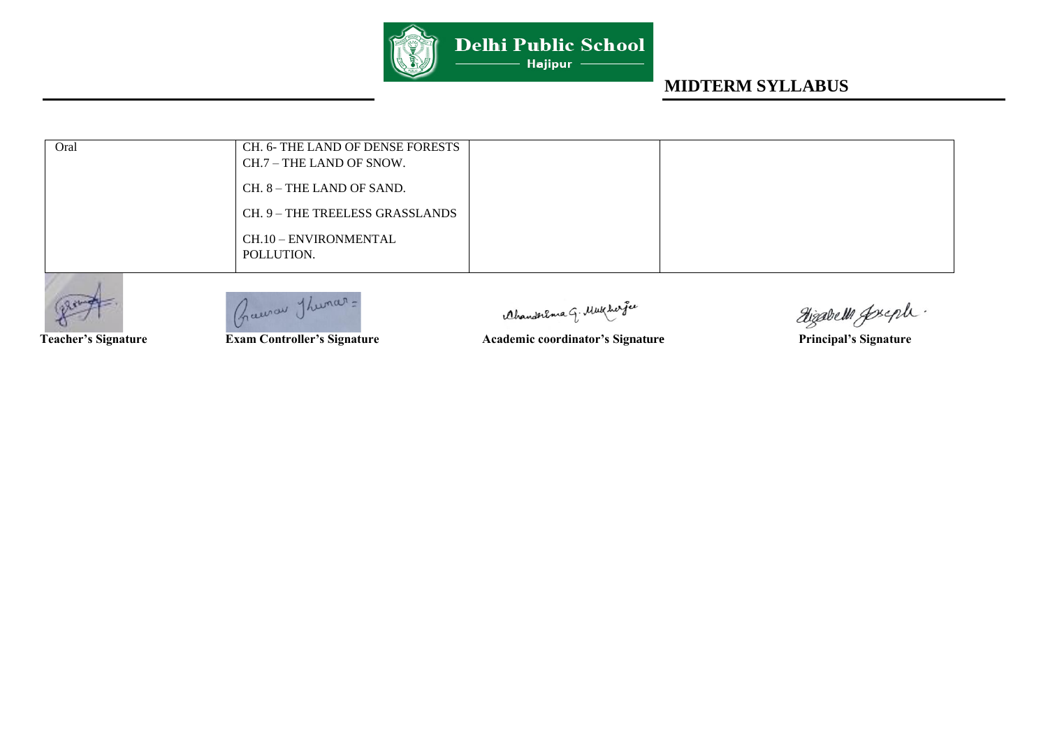## MIDTERM SYLLABUS

| | | | |
|---|---|---|---|
| Oral | CH. 6- THE LAND OF DENSE FORESTS<br>CH.7 – THE LAND OF SNOW.<br>CH. 8 – THE LAND OF SAND.<br>CH. 9 – THE TREELESS GRASSLANDS<br>CH.10 – ENVIRONMENTAL POLLUTION. | | |

**Teacher's Signature** | **Exam Controller's Signature** | **Academic coordinator's Signature** | **Principal's Signature**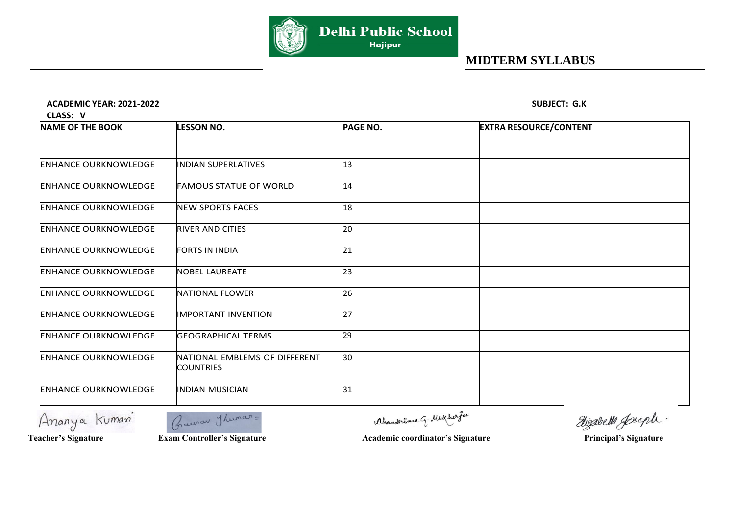**Delhi Public School**
Hajipur

# MIDTERM SYLLABUS

**ACADEMIC YEAR: 2021-2022** **SUBJECT: G.K**

**CLASS: V**

| NAME OF THE BOOK | LESSON NO. | PAGE NO. | EXTRA RESOURCE/CONTENT |
|---|---|---|---|
| ENHANCE OURKNOWLEDGE | INDIAN SUPERLATIVES | 13 | |
| ENHANCE OURKNOWLEDGE | FAMOUS STATUE OF WORLD | 14 | |
| ENHANCE OURKNOWLEDGE | NEW SPORTS FACES | 18 | |
| ENHANCE OURKNOWLEDGE | RIVER AND CITIES | 20 | |
| ENHANCE OURKNOWLEDGE | FORTS IN INDIA | 21 | |
| ENHANCE OURKNOWLEDGE | NOBEL LAUREATE | 23 | |
| ENHANCE OURKNOWLEDGE | NATIONAL FLOWER | 26 | |
| ENHANCE OURKNOWLEDGE | IMPORTANT INVENTION | 27 | |
| ENHANCE OURKNOWLEDGE | GEOGRAPHICAL TERMS | 29 | |
| ENHANCE OURKNOWLEDGE | NATIONAL EMBLEMS OF DIFFERENT COUNTRIES | 30 | |
| ENHANCE OURKNOWLEDGE | INDIAN MUSICIAN | 31 | |

Ananya Kumari — **Teacher's Signature**

Gaurav Kumar — **Exam Controller's Signature**

Chandrima G. Mukherjee — **Academic coordinator's Signature**

Elizabeth Joseph — **Principal's Signature**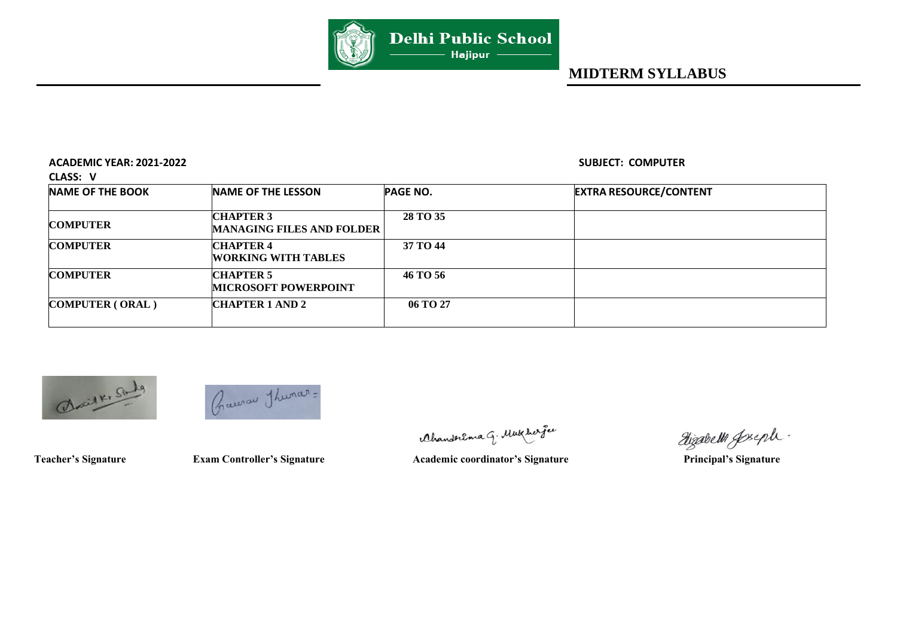Delhi Public School
Hajipur

## MIDTERM SYLLABUS

**ACADEMIC YEAR: 2021-2022** **SUBJECT: COMPUTER**

**CLASS: V**

| NAME OF THE BOOK | NAME OF THE LESSON | PAGE NO. | EXTRA RESOURCE/CONTENT |
|---|---|---|---|
| **COMPUTER** | **CHAPTER 3 MANAGING FILES AND FOLDER** | **28 TO 35** | |
| **COMPUTER** | **CHAPTER 4 WORKING WITH TABLES** | **37 TO 44** | |
| **COMPUTER** | **CHAPTER 5 MICROSOFT POWERPOINT** | **46 TO 56** | |
| **COMPUTER ( ORAL )** | **CHAPTER 1 AND 2** | **06 TO 27** | |

**Teacher's Signature** **Exam Controller's Signature** **Academic coordinator's Signature** **Principal's Signature**